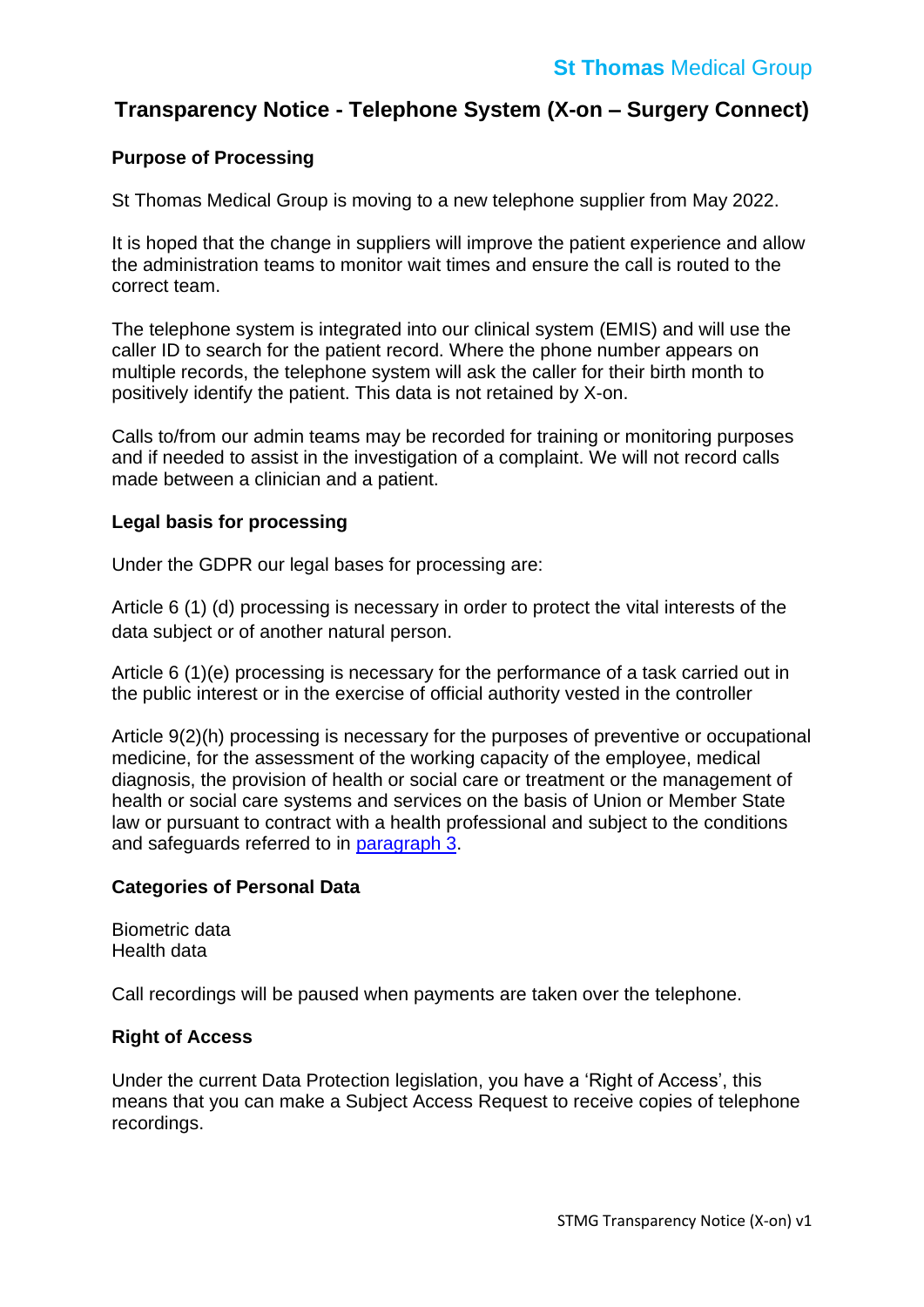**St Thomas** Medical Group

# Transparency Notice - Telephone System (X-on – Surgery Connect)

### Purpose of Processing

St Thomas Medical Group is moving to a new telephone supplier from May 2022.

It is hoped that the change in suppliers will improve the patient experience and allow the administration teams to monitor wait times and ensure the call is routed to the correct team.

The telephone system is integrated into our clinical system (EMIS) and will use the caller ID to search for the patient record. Where the phone number appears on multiple records, the telephone system will ask the caller for their birth month to positively identify the patient. This data is not retained by X-on.

Calls to/from our admin teams may be recorded for training or monitoring purposes and if needed to assist in the investigation of a complaint. We will not record calls made between a clinician and a patient.

### Legal basis for processing

Under the GDPR our legal bases for processing are:

Article 6 (1) (d) processing is necessary in order to protect the vital interests of the data subject or of another natural person.

Article 6 (1)(e) processing is necessary for the performance of a task carried out in the public interest or in the exercise of official authority vested in the controller

Article 9(2)(h) processing is necessary for the purposes of preventive or occupational medicine, for the assessment of the working capacity of the employee, medical diagnosis, the provision of health or social care or treatment or the management of health or social care systems and services on the basis of Union or Member State law or pursuant to contract with a health professional and subject to the conditions and safeguards referred to in paragraph 3.

### Categories of Personal Data

Biometric data
Health data

Call recordings will be paused when payments are taken over the telephone.

### Right of Access

Under the current Data Protection legislation, you have a 'Right of Access', this means that you can make a Subject Access Request to receive copies of telephone recordings.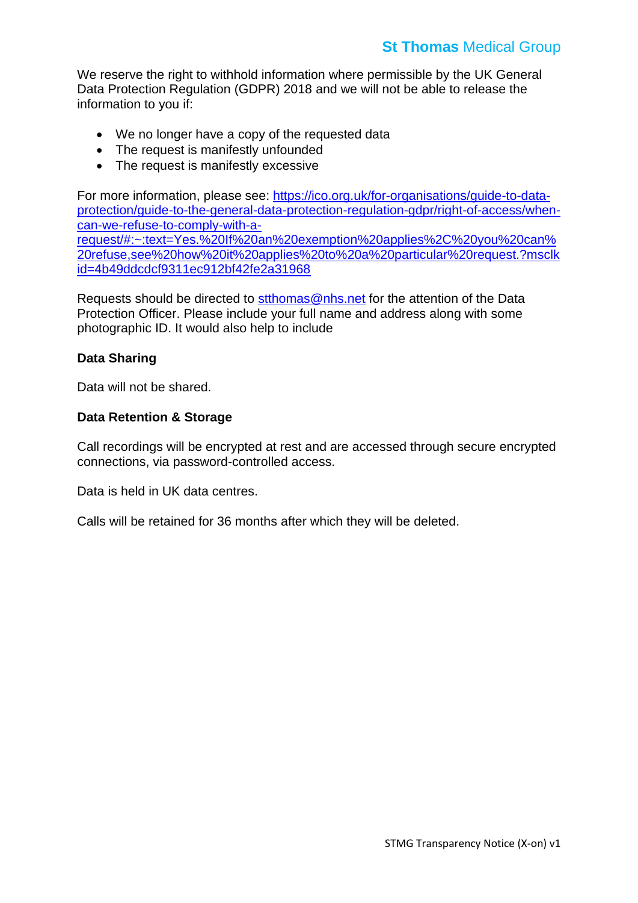We reserve the right to withhold information where permissible by the UK General Data Protection Regulation (GDPR) 2018 and we will not be able to release the information to you if:

- We no longer have a copy of the requested data
- The request is manifestly unfounded
- The request is manifestly excessive

For more information, please see: https://ico.org.uk/for-organisations/guide-to-data-protection/guide-to-the-general-data-protection-regulation-gdpr/right-of-access/when-can-we-refuse-to-comply-with-a-request/#:~:text=Yes.%20If%20an%20exemption%20applies%2C%20you%20can%20refuse,see%20how%20it%20applies%20to%20a%20particular%20request.?msclkid=4b49ddcdcf9311ec912bf42fe2a31968

Requests should be directed to stthomas@nhs.net for the attention of the Data Protection Officer. Please include your full name and address along with some photographic ID. It would also help to include

**Data Sharing**

Data will not be shared.

**Data Retention & Storage**

Call recordings will be encrypted at rest and are accessed through secure encrypted connections, via password-controlled access.

Data is held in UK data centres.

Calls will be retained for 36 months after which they will be deleted.